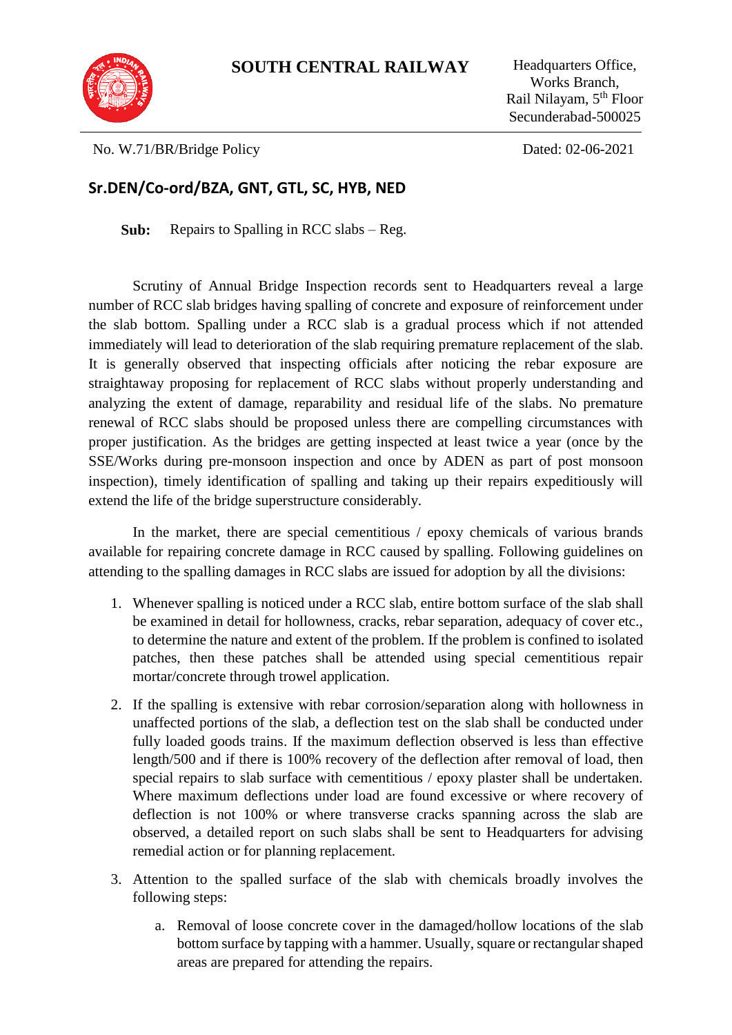**SOUTH CENTRAL RAILWAY**

Headquarters Office,
Works Branch,
Rail Nilayam, 5th Floor
Secunderabad-500025

No. W.71/BR/Bridge Policy

Dated: 02-06-2021

**Sr.DEN/Co-ord/BZA, GNT, GTL, SC, HYB, NED**

**Sub:** Repairs to Spalling in RCC slabs – Reg.

Scrutiny of Annual Bridge Inspection records sent to Headquarters reveal a large number of RCC slab bridges having spalling of concrete and exposure of reinforcement under the slab bottom. Spalling under a RCC slab is a gradual process which if not attended immediately will lead to deterioration of the slab requiring premature replacement of the slab. It is generally observed that inspecting officials after noticing the rebar exposure are straightaway proposing for replacement of RCC slabs without properly understanding and analyzing the extent of damage, reparability and residual life of the slabs. No premature renewal of RCC slabs should be proposed unless there are compelling circumstances with proper justification. As the bridges are getting inspected at least twice a year (once by the SSE/Works during pre-monsoon inspection and once by ADEN as part of post monsoon inspection), timely identification of spalling and taking up their repairs expeditiously will extend the life of the bridge superstructure considerably.

In the market, there are special cementitious / epoxy chemicals of various brands available for repairing concrete damage in RCC caused by spalling. Following guidelines on attending to the spalling damages in RCC slabs are issued for adoption by all the divisions:

1. Whenever spalling is noticed under a RCC slab, entire bottom surface of the slab shall be examined in detail for hollowness, cracks, rebar separation, adequacy of cover etc., to determine the nature and extent of the problem. If the problem is confined to isolated patches, then these patches shall be attended using special cementitious repair mortar/concrete through trowel application.
2. If the spalling is extensive with rebar corrosion/separation along with hollowness in unaffected portions of the slab, a deflection test on the slab shall be conducted under fully loaded goods trains. If the maximum deflection observed is less than effective length/500 and if there is 100% recovery of the deflection after removal of load, then special repairs to slab surface with cementitious / epoxy plaster shall be undertaken. Where maximum deflections under load are found excessive or where recovery of deflection is not 100% or where transverse cracks spanning across the slab are observed, a detailed report on such slabs shall be sent to Headquarters for advising remedial action or for planning replacement.
3. Attention to the spalled surface of the slab with chemicals broadly involves the following steps:
    a. Removal of loose concrete cover in the damaged/hollow locations of the slab bottom surface by tapping with a hammer. Usually, square or rectangular shaped areas are prepared for attending the repairs.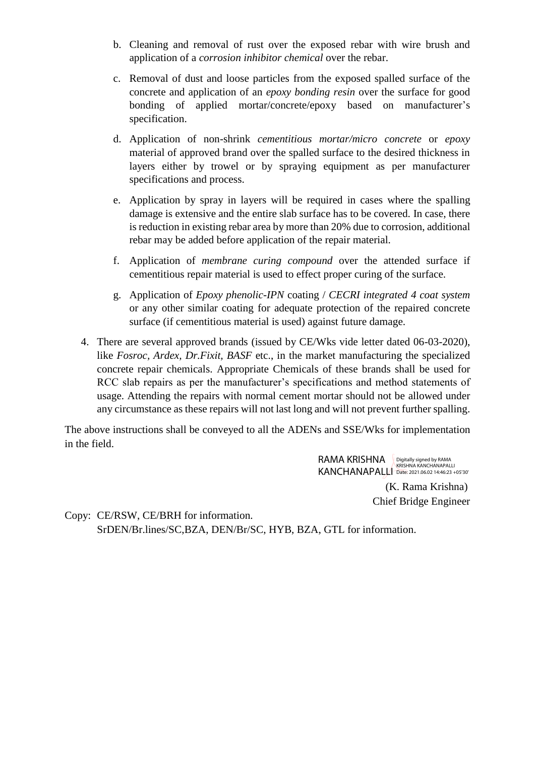b. Cleaning and removal of rust over the exposed rebar with wire brush and application of a *corrosion inhibitor chemical* over the rebar.

c. Removal of dust and loose particles from the exposed spalled surface of the concrete and application of an *epoxy bonding resin* over the surface for good bonding of applied mortar/concrete/epoxy based on manufacturer's specification.

d. Application of non-shrink *cementitious mortar/micro concrete* or *epoxy* material of approved brand over the spalled surface to the desired thickness in layers either by trowel or by spraying equipment as per manufacturer specifications and process.

e. Application by spray in layers will be required in cases where the spalling damage is extensive and the entire slab surface has to be covered. In case, there is reduction in existing rebar area by more than 20% due to corrosion, additional rebar may be added before application of the repair material.

f. Application of *membrane curing compound* over the attended surface if cementitious repair material is used to effect proper curing of the surface.

g. Application of *Epoxy phenolic-IPN* coating / *CECRI integrated 4 coat system* or any other similar coating for adequate protection of the repaired concrete surface (if cementitious material is used) against future damage.

4. There are several approved brands (issued by CE/Wks vide letter dated 06-03-2020), like *Fosroc, Ardex, Dr.Fixit, BASF* etc., in the market manufacturing the specialized concrete repair chemicals. Appropriate Chemicals of these brands shall be used for RCC slab repairs as per the manufacturer's specifications and method statements of usage. Attending the repairs with normal cement mortar should not be allowed under any circumstance as these repairs will not last long and will not prevent further spalling.

The above instructions shall be conveyed to all the ADENs and SSE/Wks for implementation in the field.

RAMA KRISHNA KANCHANAPALLI
Digitally signed by RAMA KRISHNA KANCHANAPALLI
Date: 2021.06.02 14:46:23 +05'30'

(K. Rama Krishna)
Chief Bridge Engineer

Copy: CE/RSW, CE/BRH for information.
SrDEN/Br.lines/SC,BZA, DEN/Br/SC, HYB, BZA, GTL for information.